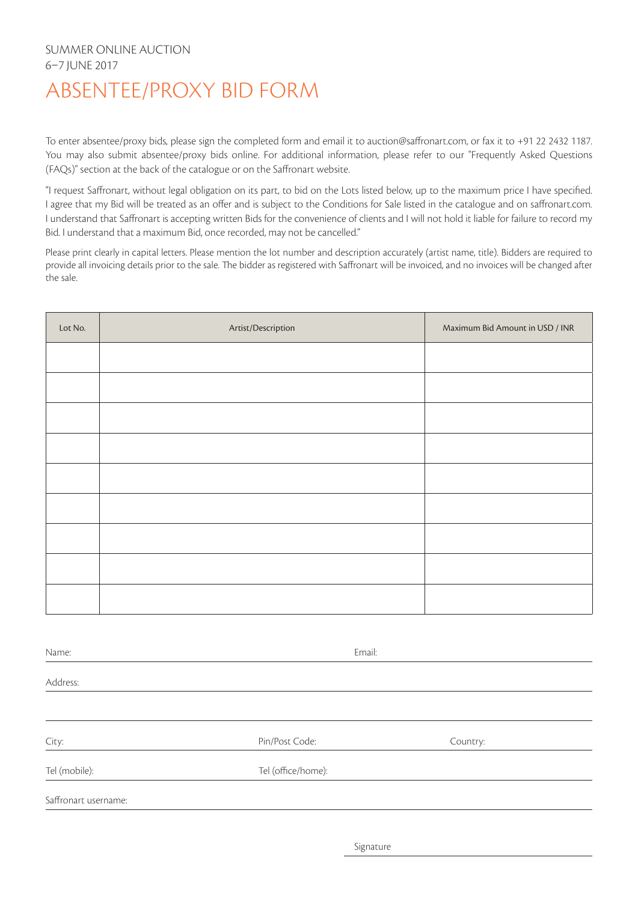SUMMER ONLINE AUCTION
6–7 JUNE 2017

# ABSENTEE/PROXY BID FORM

To enter absentee/proxy bids, please sign the completed form and email it to auction@saffronart.com, or fax it to +91 22 2432 1187. You may also submit absentee/proxy bids online. For additional information, please refer to our "Frequently Asked Questions (FAQs)" section at the back of the catalogue or on the Saffronart website.

"I request Saffronart, without legal obligation on its part, to bid on the Lots listed below, up to the maximum price I have specified. I agree that my Bid will be treated as an offer and is subject to the Conditions for Sale listed in the catalogue and on saffronart.com. I understand that Saffronart is accepting written Bids for the convenience of clients and I will not hold it liable for failure to record my Bid. I understand that a maximum Bid, once recorded, may not be cancelled."

Please print clearly in capital letters. Please mention the lot number and description accurately (artist name, title). Bidders are required to provide all invoicing details prior to the sale. The bidder as registered with Saffronart will be invoiced, and no invoices will be changed after the sale.

| Lot No. | Artist/Description | Maximum Bid Amount in USD / INR |
|---|---|---|
| | | |
| | | |
| | | |
| | | |
| | | |
| | | |
| | | |
| | | |
| | | |

Name: ____________________ Email: ____________________

Address: ____________________

____________________

City: ____________________ Pin/Post Code: ____________________ Country: ____________________

Tel (mobile): ____________________ Tel (office/home): ____________________

Saffronart username: ____________________

Signature ____________________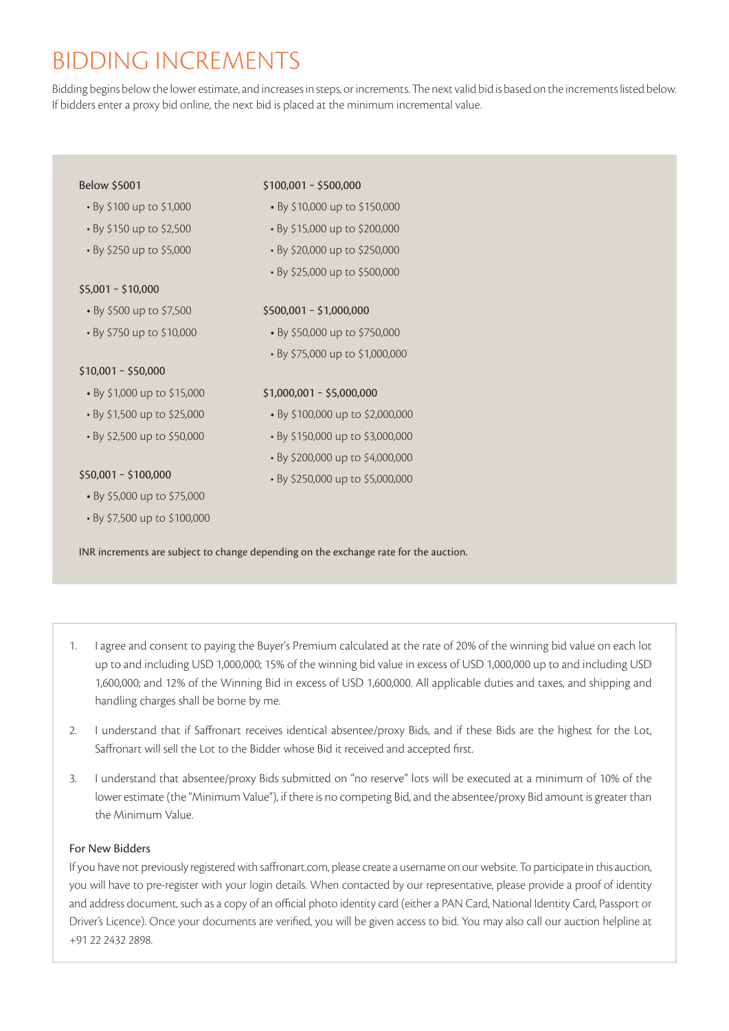# BIDDING INCREMENTS

Bidding begins below the lower estimate, and increases in steps, or increments. The next valid bid is based on the increments listed below. If bidders enter a proxy bid online, the next bid is placed at the minimum incremental value.

Below $5001

- By $100 up to $1,000
- By $150 up to $2,500
- By $250 up to $5,000

$5,001 - $10,000

- By $500 up to $7,500
- By $750 up to $10,000

$10,001 - $50,000

- By $1,000 up to $15,000
- By $1,500 up to $25,000
- By $2,500 up to $50,000

$50,001 - $100,000

- By $5,000 up to $75,000
- By $7,500 up to $100,000

$100,001 - $500,000

- By $10,000 up to $150,000
- By $15,000 up to $200,000
- By $20,000 up to $250,000
- By $25,000 up to $500,000

$500,001 - $1,000,000

- By $50,000 up to $750,000
- By $75,000 up to $1,000,000

$1,000,001 - $5,000,000

- By $100,000 up to $2,000,000
- By $150,000 up to $3,000,000
- By $200,000 up to $4,000,000
- By $250,000 up to $5,000,000

INR increments are subject to change depending on the exchange rate for the auction.

1. I agree and consent to paying the Buyer's Premium calculated at the rate of 20% of the winning bid value on each lot up to and including USD 1,000,000; 15% of the winning bid value in excess of USD 1,000,000 up to and including USD 1,600,000; and 12% of the Winning Bid in excess of USD 1,600,000. All applicable duties and taxes, and shipping and handling charges shall be borne by me.
2. I understand that if Saffronart receives identical absentee/proxy Bids, and if these Bids are the highest for the Lot, Saffronart will sell the Lot to the Bidder whose Bid it received and accepted first.
3. I understand that absentee/proxy Bids submitted on "no reserve" lots will be executed at a minimum of 10% of the lower estimate (the "Minimum Value"), if there is no competing Bid, and the absentee/proxy Bid amount is greater than the Minimum Value.

For New Bidders

If you have not previously registered with saffronart.com, please create a username on our website. To participate in this auction, you will have to pre-register with your login details. When contacted by our representative, please provide a proof of identity and address document, such as a copy of an official photo identity card (either a PAN Card, National Identity Card, Passport or Driver's Licence). Once your documents are verified, you will be given access to bid. You may also call our auction helpline at +91 22 2432 2898.